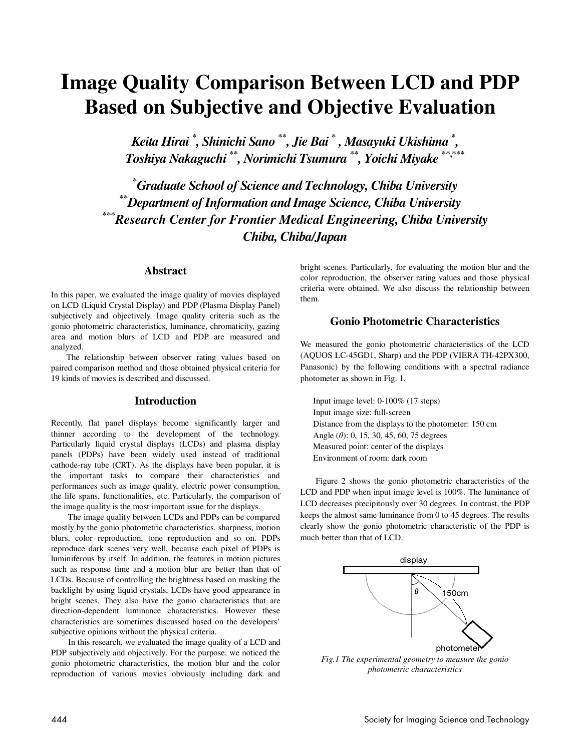# Image Quality Comparison Between LCD and PDP Based on Subjective and Objective Evaluation

***Keita Hirai* [\*], *Shinichi Sano* [\*\*], *Jie Bai* [\*], *Masayuki Ukishima* [\*], *Toshiya Nakaguchi* [\*\*], *Norimichi Tsumura* [\*\*], *Yoichi Miyake* [\*\*,\*\*\*]***

***[\*]Graduate School of Science and Technology, Chiba University***
***[\*\*]Department of Information and Image Science, Chiba University***
***[\*\*\*]Research Center for Frontier Medical Engineering, Chiba University***
***Chiba, Chiba/Japan***

## Abstract

In this paper, we evaluated the image quality of movies displayed on LCD (Liquid Crystal Display) and PDP (Plasma Display Panel) subjectively and objectively. Image quality criteria such as the gonio photometric characteristics, luminance, chromaticity, gazing area and motion blurs of LCD and PDP are measured and analyzed.

The relationship between observer rating values based on paired comparison method and those obtained physical criteria for 19 kinds of movies is described and discussed.

## Introduction

Recently, flat panel displays become significantly larger and thinner according to the development of the technology. Particularly liquid crystal displays (LCDs) and plasma display panels (PDPs) have been widely used instead of traditional cathode-ray tube (CRT). As the displays have been popular, it is the important tasks to compare their characteristics and performances such as image quality, electric power consumption, the life spans, functionalities, etc. Particularly, the comparison of the image quality is the most important issue for the displays.

The image quality between LCDs and PDPs can be compared mostly by the gonio photometric characteristics, sharpness, motion blurs, color reproduction, tone reproduction and so on. PDPs reproduce dark scenes very well, because each pixel of PDPs is luminiferous by itself. In addition, the features in motion pictures such as response time and a motion blur are better than that of LCDs. Because of controlling the brightness based on masking the backlight by using liquid crystals, LCDs have good appearance in bright scenes. They also have the gonio characteristics that are direction-dependent luminance characteristics. However these characteristics are sometimes discussed based on the developers' subjective opinions without the physical criteria.

In this research, we evaluated the image quality of a LCD and PDP subjectively and objectively. For the purpose, we noticed the gonio photometric characteristics, the motion blur and the color reproduction of various movies obviously including dark and bright scenes. Particularly, for evaluating the motion blur and the color reproduction, the observer rating values and those physical criteria were obtained. We also discuss the relationship between them.

## Gonio Photometric Characteristics

We measured the gonio photometric characteristics of the LCD (AQUOS LC-45GD1, Sharp) and the PDP (VIERA TH-42PX300, Panasonic) by the following conditions with a spectral radiance photometer as shown in Fig. 1.

Input image level: 0-100% (17 steps)
Input image size: full-screen
Distance from the displays to the photometer: 150 cm
Angle ($\theta$): 0, 15, 30, 45, 60, 75 degrees
Measured point: center of the displays
Environment of room: dark room

Figure 2 shows the gonio photometric characteristics of the LCD and PDP when input image level is 100%. The luminance of LCD decreases precipitously over 30 degrees. In contrast, the PDP keeps the almost same luminance from 0 to 45 degrees. The results clearly show the gonio photometric characteristic of the PDP is much better than that of LCD.

display
$\theta$
150cm
photometer

*Fig.1 The experimental geometry to measure the gonio photometric characteristics*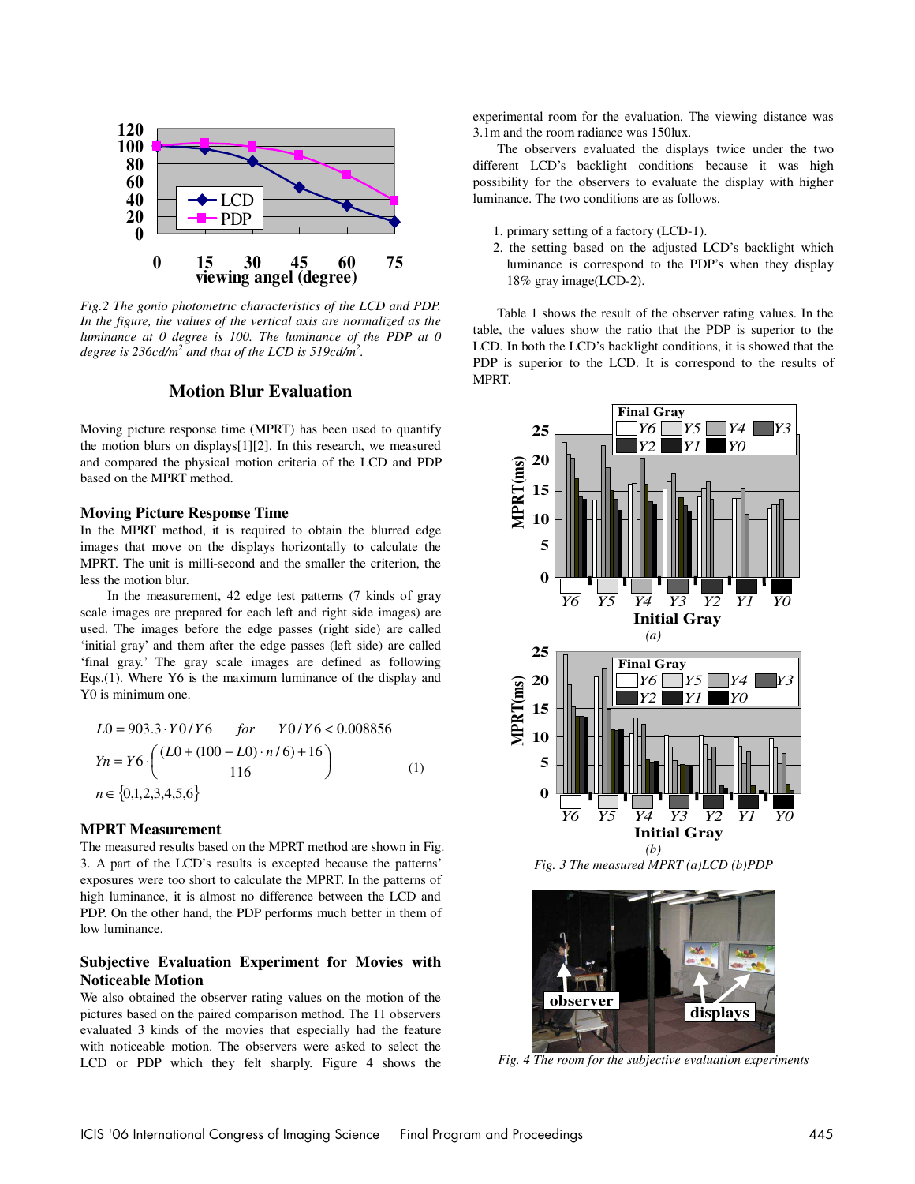*Fig.2 The gonio photometric characteristics of the LCD and PDP. In the figure, the values of the vertical axis are normalized as the luminance at 0 degree is 100. The luminance of the PDP at 0 degree is 236cd/m² and that of the LCD is 519cd/m².*

## Motion Blur Evaluation

Moving picture response time (MPRT) has been used to quantify the motion blurs on displays[1][2]. In this research, we measured and compared the physical motion criteria of the LCD and PDP based on the MPRT method.

### Moving Picture Response Time

In the MPRT method, it is required to obtain the blurred edge images that move on the displays horizontally to calculate the MPRT. The unit is milli-second and the smaller the criterion, the less the motion blur.

In the measurement, 42 edge test patterns (7 kinds of gray scale images are prepared for each left and right side images) are used. The images before the edge passes (right side) are called 'initial gray' and them after the edge passes (left side) are called 'final gray.' The gray scale images are defined as following Eqs.(1). Where Y6 is the maximum luminance of the display and Y0 is minimum one.

$$L0 = 903.3 \cdot Y0/Y6 \quad for \quad Y0/Y6 < 0.008856$$

$$Yn = Y6 \cdot \left( \frac{(L0 + (100 - L0) \cdot n/6) + 16}{116} \right) \qquad (1)$$

$$n \in \{0,1,2,3,4,5,6\}$$

### MPRT Measurement

The measured results based on the MPRT method are shown in Fig. 3. A part of the LCD's results is excepted because the patterns' exposures were too short to calculate the MPRT. In the patterns of high luminance, it is almost no difference between the LCD and PDP. On the other hand, the PDP performs much better in them of low luminance.

### Subjective Evaluation Experiment for Movies with Noticeable Motion

We also obtained the observer rating values on the motion of the pictures based on the paired comparison method. The 11 observers evaluated 3 kinds of the movies that especially had the feature with noticeable motion. The observers were asked to select the LCD or PDP which they felt sharply. Figure 4 shows the experimental room for the evaluation. The viewing distance was 3.1m and the room radiance was 150lux.

The observers evaluated the displays twice under the two different LCD's backlight conditions because it was high possibility for the observers to evaluate the display with higher luminance. The two conditions are as follows.

1. primary setting of a factory (LCD-1).
2. the setting based on the adjusted LCD's backlight which luminance is correspond to the PDP's when they display 18% gray image(LCD-2).

Table 1 shows the result of the observer rating values. In the table, the values show the ratio that the PDP is superior to the LCD. In both the LCD's backlight conditions, it is showed that the PDP is superior to the LCD. It is correspond to the results of MPRT.

*Fig. 3 The measured MPRT (a)LCD (b)PDP*

*Fig. 4 The room for the subjective evaluation experiments*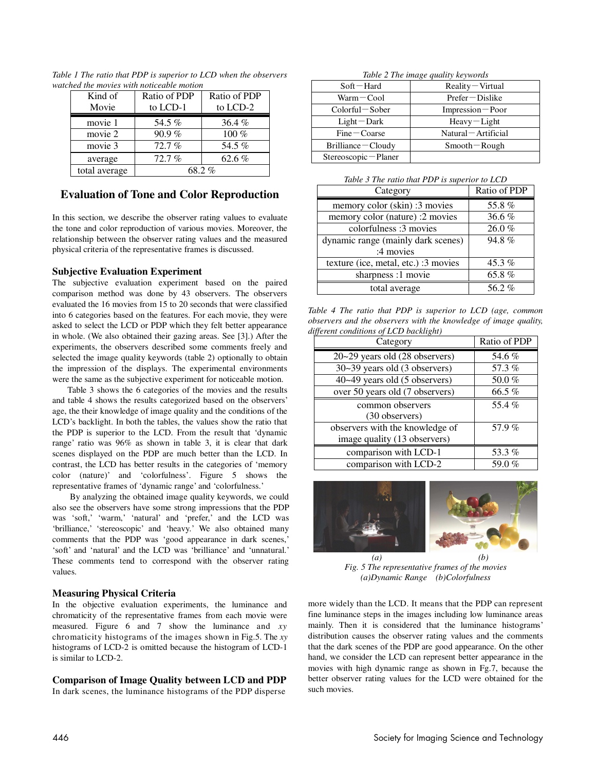*Table 1 The ratio that PDP is superior to LCD when the observers watched the movies with noticeable motion*

| Kind of Movie | Ratio of PDP to LCD-1 | Ratio of PDP to LCD-2 |
|---|---|---|
| movie 1 | 54.5 % | 36.4 % |
| movie 2 | 90.9 % | 100 % |
| movie 3 | 72.7 % | 54.5 % |
| average | 72.7 % | 62.6 % |
| total average | 68.2 % | |

## Evaluation of Tone and Color Reproduction

In this section, we describe the observer rating values to evaluate the tone and color reproduction of various movies. Moreover, the relationship between the observer rating values and the measured physical criteria of the representative frames is discussed.

### Subjective Evaluation Experiment

The subjective evaluation experiment based on the paired comparison method was done by 43 observers. The observers evaluated the 16 movies from 15 to 20 seconds that were classified into 6 categories based on the features. For each movie, they were asked to select the LCD or PDP which they felt better appearance in whole. (We also obtained their gazing areas. See [3].) After the experiments, the observers described some comments freely and selected the image quality keywords (table 2) optionally to obtain the impression of the displays. The experimental environments were the same as the subjective experiment for noticeable motion.

Table 3 shows the 6 categories of the movies and the results and table 4 shows the results categorized based on the observers' age, the their knowledge of image quality and the conditions of the LCD's backlight. In both the tables, the values show the ratio that the PDP is superior to the LCD. From the result that 'dynamic range' ratio was 96% as shown in table 3, it is clear that dark scenes displayed on the PDP are much better than the LCD. In contrast, the LCD has better results in the categories of 'memory color (nature)' and 'colorfulness'. Figure 5 shows the representative frames of 'dynamic range' and 'colorfulness.'

By analyzing the obtained image quality keywords, we could also see the observers have some strong impressions that the PDP was 'soft,' 'warm,' 'natural' and 'prefer,' and the LCD was 'brilliance,' 'stereoscopic' and 'heavy.' We also obtained many comments that the PDP was 'good appearance in dark scenes,' 'soft' and 'natural' and the LCD was 'brilliance' and 'unnatural.' These comments tend to correspond with the observer rating values.

### Measuring Physical Criteria

In the objective evaluation experiments, the luminance and chromaticity of the representative frames from each movie were measured. Figure 6 and 7 show the luminance and *xy* chromaticity histograms of the images shown in Fig.5. The *xy* histograms of LCD-2 is omitted because the histogram of LCD-1 is similar to LCD-2.

### Comparison of Image Quality between LCD and PDP

In dark scenes, the luminance histograms of the PDP disperse more widely than the LCD. It means that the PDP can represent fine luminance steps in the images including low luminance areas mainly. Then it is considered that the luminance histograms' distribution causes the observer rating values and the comments that the dark scenes of the PDP are good appearance. On the other hand, we consider the LCD can represent better appearance in the movies with high dynamic range as shown in Fg.7, because the better observer rating values for the LCD were obtained for the such movies.

*Table 2 The image quality keywords*

| | |
|---|---|
| Soft－Hard | Reality－Virtual |
| Warm－Cool | Prefer－Dislike |
| Colorful－Sober | Impression－Poor |
| Light－Dark | Heavy－Light |
| Fine－Coarse | Natural－Artificial |
| Brilliance－Cloudy | Smooth－Rough |
| Stereoscopic－Planer | |

*Table 3 The ratio that PDP is superior to LCD*

| Category | Ratio of PDP |
|---|---|
| memory color (skin) :3 movies | 55.8 % |
| memory color (nature) :2 movies | 36.6 % |
| colorfulness :3 movies | 26.0 % |
| dynamic range (mainly dark scenes) :4 movies | 94.8 % |
| texture (ice, metal, etc.) :3 movies | 45.3 % |
| sharpness :1 movie | 65.8 % |
| total average | 56.2 % |

*Table 4 The ratio that PDP is superior to LCD (age, common observers and the observers with the knowledge of image quality, different conditions of LCD backlight)*

| Category | Ratio of PDP |
|---|---|
| 20~29 years old (28 observers) | 54.6 % |
| 30~39 years old (3 observers) | 57.3 % |
| 40~49 years old (5 observers) | 50.0 % |
| over 50 years old (7 observers) | 66.5 % |
| common observers (30 observers) | 55.4 % |
| observers with the knowledge of image quality (13 observers) | 57.9 % |
| comparison with LCD-1 | 53.3 % |
| comparison with LCD-2 | 59.0 % |

(a) (b)

*Fig. 5 The representative frames of the movies (a)Dynamic Range (b)Colorfulness*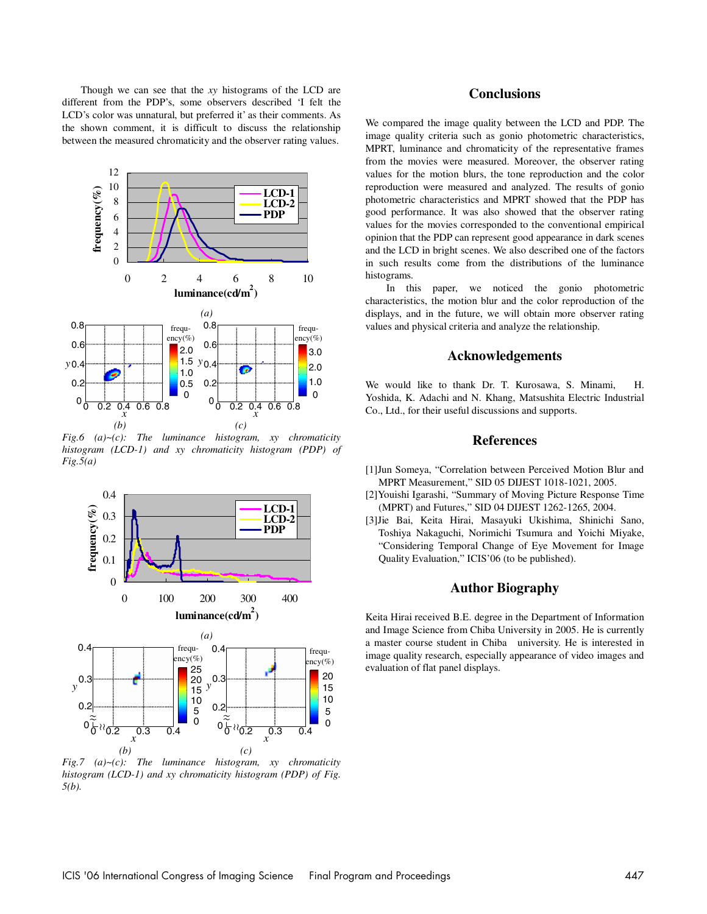Though we can see that the *xy* histograms of the LCD are different from the PDP's, some observers described 'I felt the LCD's color was unnatural, but preferred it' as their comments. As the shown comment, it is difficult to discuss the relationship between the measured chromaticity and the observer rating values.

frequency(%)
12
10
8
6
4
2
0
0 2 4 6 8 10
luminance(cd/m$^2$)
LCD-1
LCD-2
PDP
(a)

0.8
0.6
y 0.4
0.2
0
0 0.2 0.4 0.6 0.8
x
frequ-ency(%)
2.0
1.5
1.0
0.5
0
(b)

0.8
0.6
y 0.4
0.2
0
0 0.2 0.4 0.6 0.8
x
frequ-ency(%)
3.0
2.0
1.0
0
(c)

*Fig.6 (a)~(c): The luminance histogram, xy chromaticity histogram (LCD-1) and xy chromaticity histogram (PDP) of Fig.5(a)*

frequency(%)
0.4
0.3
0.2
0.1
0
0 100 200 300 400
luminance(cd/m$^2$)
LCD-1
LCD-2
PDP
(a)

0.4
0.3
y
0.2
0
0 0.2 0.3 0.4
x
frequ-ency(%)
25
20
15
10
5
0
(b)

0.4
0.3
y
0.2
0
0 0.2 0.3 0.4
x
frequ-ency(%)
20
15
10
5
0
(c)

*Fig.7 (a)~(c): The luminance histogram, xy chromaticity histogram (LCD-1) and xy chromaticity histogram (PDP) of Fig. 5(b).*

## Conclusions

We compared the image quality between the LCD and PDP. The image quality criteria such as gonio photometric characteristics, MPRT, luminance and chromaticity of the representative frames from the movies were measured. Moreover, the observer rating values for the motion blurs, the tone reproduction and the color reproduction were measured and analyzed. The results of gonio photometric characteristics and MPRT showed that the PDP has good performance. It was also showed that the observer rating values for the movies corresponded to the conventional empirical opinion that the PDP can represent good appearance in dark scenes and the LCD in bright scenes. We also described one of the factors in such results come from the distributions of the luminance histograms.

In this paper, we noticed the gonio photometric characteristics, the motion blur and the color reproduction of the displays, and in the future, we will obtain more observer rating values and physical criteria and analyze the relationship.

## Acknowledgements

We would like to thank Dr. T. Kurosawa, S. Minami, H. Yoshida, K. Adachi and N. Khang, Matsushita Electric Industrial Co., Ltd., for their useful discussions and supports.

## References

[1]Jun Someya, "Correlation between Perceived Motion Blur and MPRT Measurement," SID 05 DIJEST 1018-1021, 2005.

[2]Youishi Igarashi, "Summary of Moving Picture Response Time (MPRT) and Futures," SID 04 DIJEST 1262-1265, 2004.

[3]Jie Bai, Keita Hirai, Masayuki Ukishima, Shinichi Sano, Toshiya Nakaguchi, Norimichi Tsumura and Yoichi Miyake, "Considering Temporal Change of Eye Movement for Image Quality Evaluation," ICIS'06 (to be published).

## Author Biography

Keita Hirai received B.E. degree in the Department of Information and Image Science from Chiba University in 2005. He is currently a master course student in Chiba university. He is interested in image quality research, especially appearance of video images and evaluation of flat panel displays.